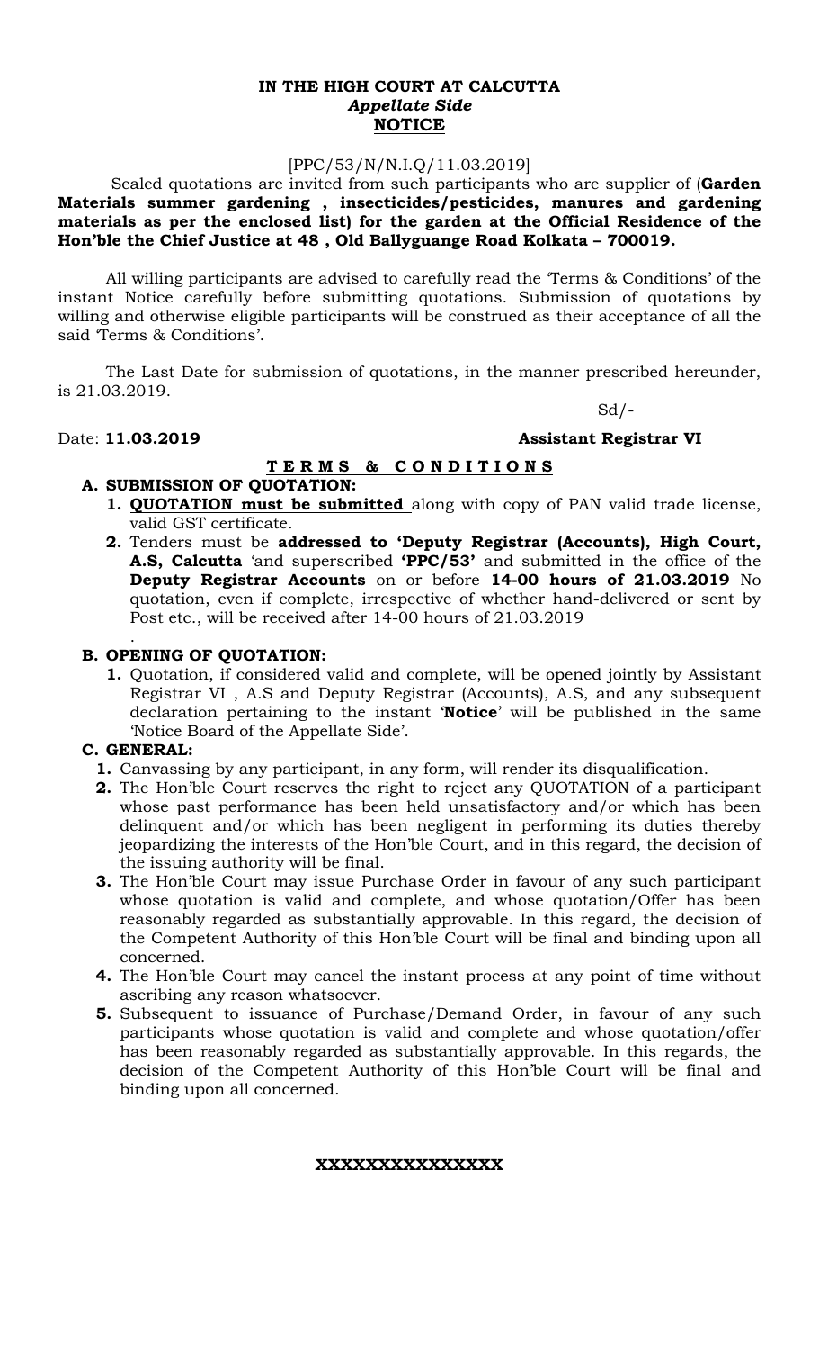**IN THE HIGH COURT AT CALCUTTA**
***Appellate Side***
**<u>NOTICE</u>**

[PPC/53/N/N.I.Q/11.03.2019]

Sealed quotations are invited from such participants who are supplier of (**Garden Materials summer gardening , insecticides/pesticides, manures and gardening materials as per the enclosed list) for the garden at the Official Residence of the Hon'ble the Chief Justice at 48 , Old Ballyguange Road Kolkata – 700019.**

All willing participants are advised to carefully read the 'Terms & Conditions' of the instant Notice carefully before submitting quotations. Submission of quotations by willing and otherwise eligible participants will be construed as their acceptance of all the said 'Terms & Conditions'.

The Last Date for submission of quotations, in the manner prescribed hereunder, is 21.03.2019.

Sd/-

Date: **11.03.2019** **Assistant Registrar VI**

**<u>T E R M S & C O N D I T I O N S</u>**

**A. SUBMISSION OF QUOTATION:**

1. **<u>QUOTATION must be submitted</u>** along with copy of PAN valid trade license, valid GST certificate.
2. Tenders must be **addressed to 'Deputy Registrar (Accounts), High Court, A.S, Calcutta** 'and superscribed **'PPC/53'** and submitted in the office of the **Deputy Registrar Accounts** on or before **14-00 hours of 21.03.2019** No quotation, even if complete, irrespective of whether hand-delivered or sent by Post etc., will be received after 14-00 hours of 21.03.2019

.

**B. OPENING OF QUOTATION:**

1. Quotation, if considered valid and complete, will be opened jointly by Assistant Registrar VI , A.S and Deputy Registrar (Accounts), A.S, and any subsequent declaration pertaining to the instant '**Notice**' will be published in the same 'Notice Board of the Appellate Side'.

**C. GENERAL:**

1. Canvassing by any participant, in any form, will render its disqualification.
2. The Hon'ble Court reserves the right to reject any QUOTATION of a participant whose past performance has been held unsatisfactory and/or which has been delinquent and/or which has been negligent in performing its duties thereby jeopardizing the interests of the Hon'ble Court, and in this regard, the decision of the issuing authority will be final.
3. The Hon'ble Court may issue Purchase Order in favour of any such participant whose quotation is valid and complete, and whose quotation/Offer has been reasonably regarded as substantially approvable. In this regard, the decision of the Competent Authority of this Hon'ble Court will be final and binding upon all concerned.
4. The Hon'ble Court may cancel the instant process at any point of time without ascribing any reason whatsoever.
5. Subsequent to issuance of Purchase/Demand Order, in favour of any such participants whose quotation is valid and complete and whose quotation/offer has been reasonably regarded as substantially approvable. In this regards, the decision of the Competent Authority of this Hon'ble Court will be final and binding upon all concerned.

**XXXXXXXXXXXXXX**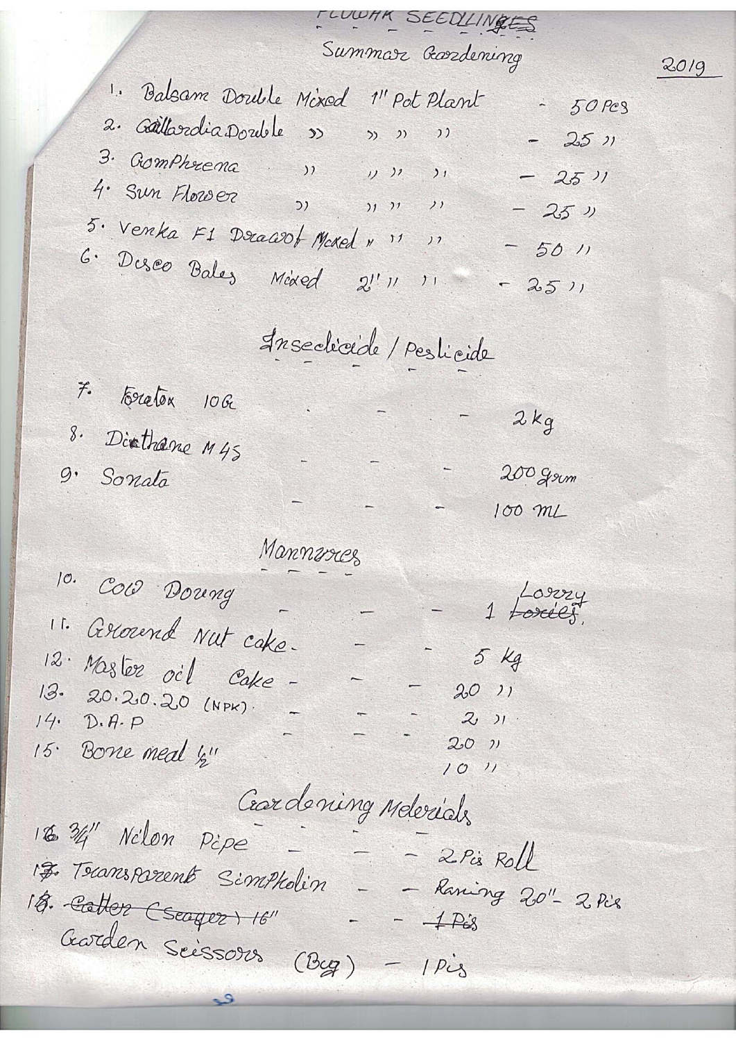# FLOWER SEEDLINGES

## Summmar Gardening

2019

1. Balsam Double Mixed 1" Pot Plant - 50 Pcs
2. Gaillardia Double " " " " - 25 "
3. Gomphrena " " " " - 25 "
4. Sun Flower " " " " - 25 "
5. Venka F1 Draawf Mixed " " " - 50 "
6. Disco Bales Mixed 2" " " - 25 "

## Insecticide / Pesticide

7. Foratox 10G - - - 2 kg
8. Diathane M 45 - - - 200 grm
9. Sonata - - - 100 mL

## Mannures

10. Cow Doung - - - 1 Lorry ~~Lories~~
11. Ground Nut cake - - - 5 kg
12. Master oil Cake - - - 20 "
13. 20.20.20 (NPK) - - - 2 "
14. D.A.P - - - 20 "
15. Bone meal ½" 10 "

## Gardening Meterials

16. ¾" Nilon Pipe - - - 2 Pis Roll
17. Transparent Simpholin - - Raning 20" - 2 Pis
18. ~~Catter (Seager) 16" - - 1 Pis~~
Garden Scissors (Big) - 1 Pis